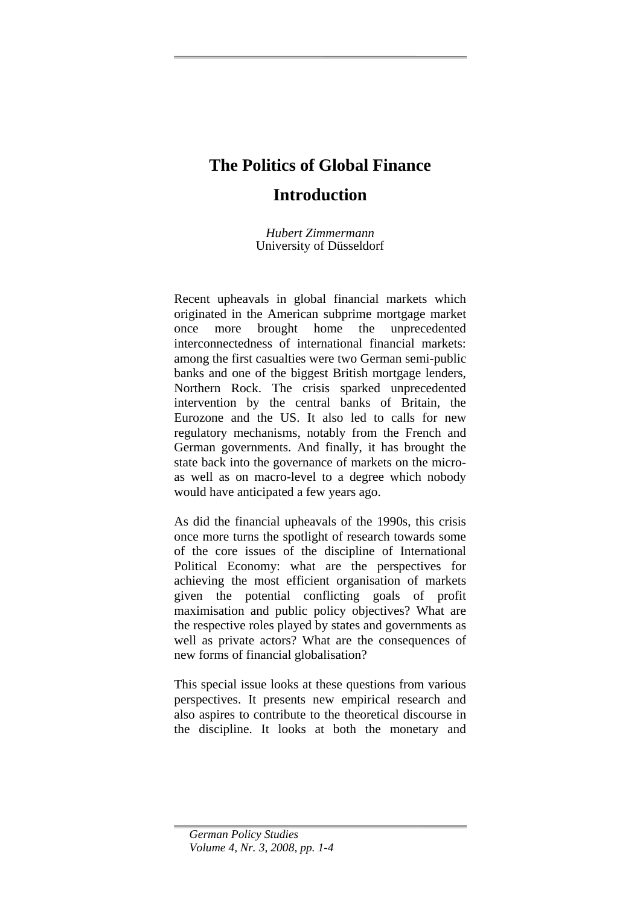# The Politics of Global Finance

## Introduction

*Hubert Zimmermann*
University of Düsseldorf

Recent upheavals in global financial markets which originated in the American subprime mortgage market once more brought home the unprecedented interconnectedness of international financial markets: among the first casualties were two German semi-public banks and one of the biggest British mortgage lenders, Northern Rock. The crisis sparked unprecedented intervention by the central banks of Britain, the Eurozone and the US. It also led to calls for new regulatory mechanisms, notably from the French and German governments. And finally, it has brought the state back into the governance of markets on the micro- as well as on macro-level to a degree which nobody would have anticipated a few years ago.

As did the financial upheavals of the 1990s, this crisis once more turns the spotlight of research towards some of the core issues of the discipline of International Political Economy: what are the perspectives for achieving the most efficient organisation of markets given the potential conflicting goals of profit maximisation and public policy objectives? What are the respective roles played by states and governments as well as private actors? What are the consequences of new forms of financial globalisation?

This special issue looks at these questions from various perspectives. It presents new empirical research and also aspires to contribute to the theoretical discourse in the discipline. It looks at both the monetary and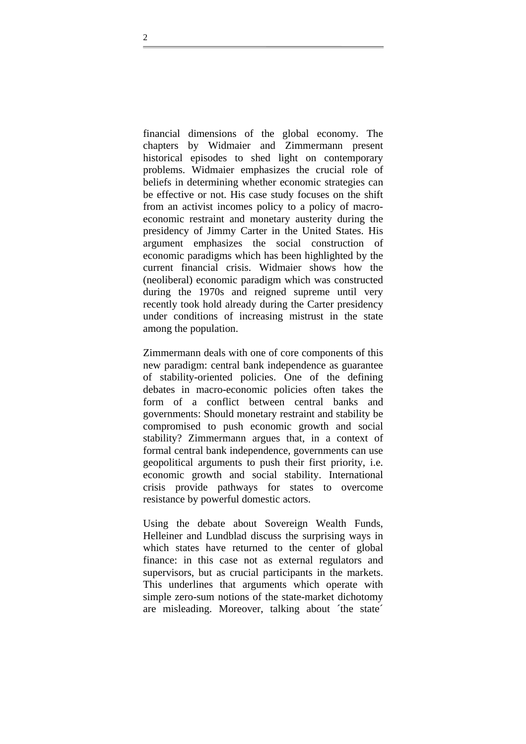financial dimensions of the global economy. The chapters by Widmaier and Zimmermann present historical episodes to shed light on contemporary problems. Widmaier emphasizes the crucial role of beliefs in determining whether economic strategies can be effective or not. His case study focuses on the shift from an activist incomes policy to a policy of macro-economic restraint and monetary austerity during the presidency of Jimmy Carter in the United States. His argument emphasizes the social construction of economic paradigms which has been highlighted by the current financial crisis. Widmaier shows how the (neoliberal) economic paradigm which was constructed during the 1970s and reigned supreme until very recently took hold already during the Carter presidency under conditions of increasing mistrust in the state among the population.

Zimmermann deals with one of core components of this new paradigm: central bank independence as guarantee of stability-oriented policies. One of the defining debates in macro-economic policies often takes the form of a conflict between central banks and governments: Should monetary restraint and stability be compromised to push economic growth and social stability? Zimmermann argues that, in a context of formal central bank independence, governments can use geopolitical arguments to push their first priority, i.e. economic growth and social stability. International crisis provide pathways for states to overcome resistance by powerful domestic actors.

Using the debate about Sovereign Wealth Funds, Helleiner and Lundblad discuss the surprising ways in which states have returned to the center of global finance: in this case not as external regulators and supervisors, but as crucial participants in the markets. This underlines that arguments which operate with simple zero-sum notions of the state-market dichotomy are misleading. Moreover, talking about ´the state´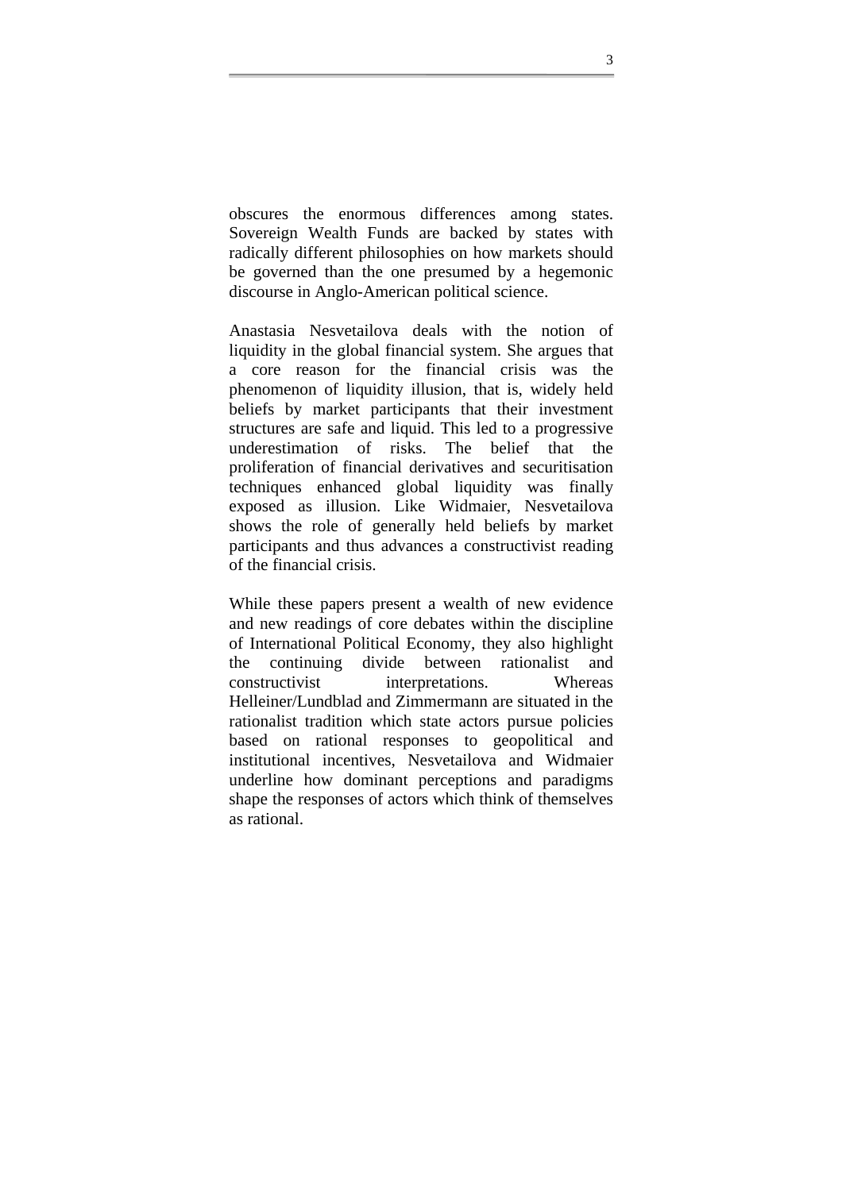obscures the enormous differences among states. Sovereign Wealth Funds are backed by states with radically different philosophies on how markets should be governed than the one presumed by a hegemonic discourse in Anglo-American political science.

Anastasia Nesvetailova deals with the notion of liquidity in the global financial system. She argues that a core reason for the financial crisis was the phenomenon of liquidity illusion, that is, widely held beliefs by market participants that their investment structures are safe and liquid. This led to a progressive underestimation of risks. The belief that the proliferation of financial derivatives and securitisation techniques enhanced global liquidity was finally exposed as illusion. Like Widmaier, Nesvetailova shows the role of generally held beliefs by market participants and thus advances a constructivist reading of the financial crisis.

While these papers present a wealth of new evidence and new readings of core debates within the discipline of International Political Economy, they also highlight the continuing divide between rationalist and constructivist interpretations. Whereas Helleiner/Lundblad and Zimmermann are situated in the rationalist tradition which state actors pursue policies based on rational responses to geopolitical and institutional incentives, Nesvetailova and Widmaier underline how dominant perceptions and paradigms shape the responses of actors which think of themselves as rational.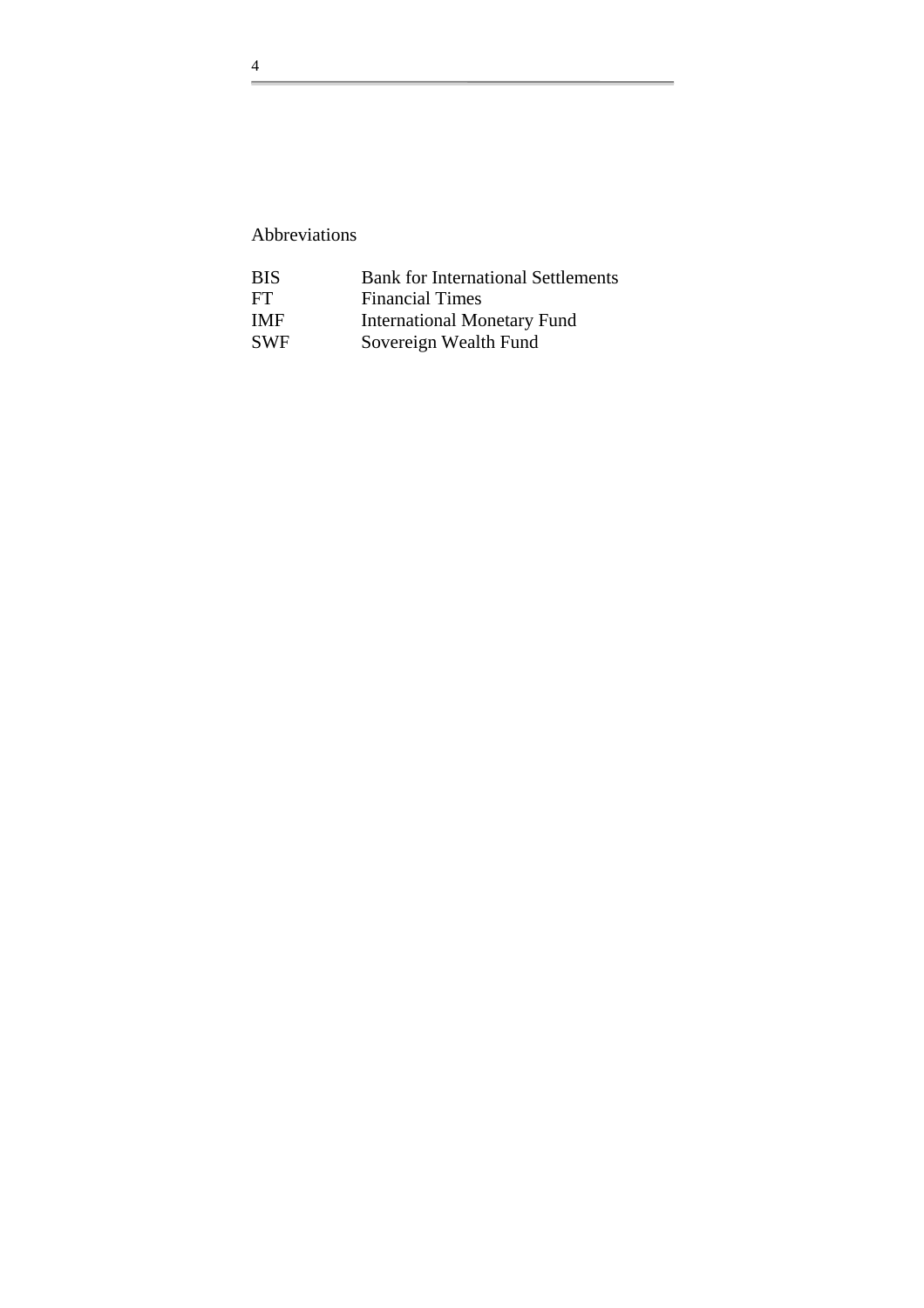# Abbreviations

| | |
|---|---|
| BIS | Bank for International Settlements |
| FT | Financial Times |
| IMF | International Monetary Fund |
| SWF | Sovereign Wealth Fund |